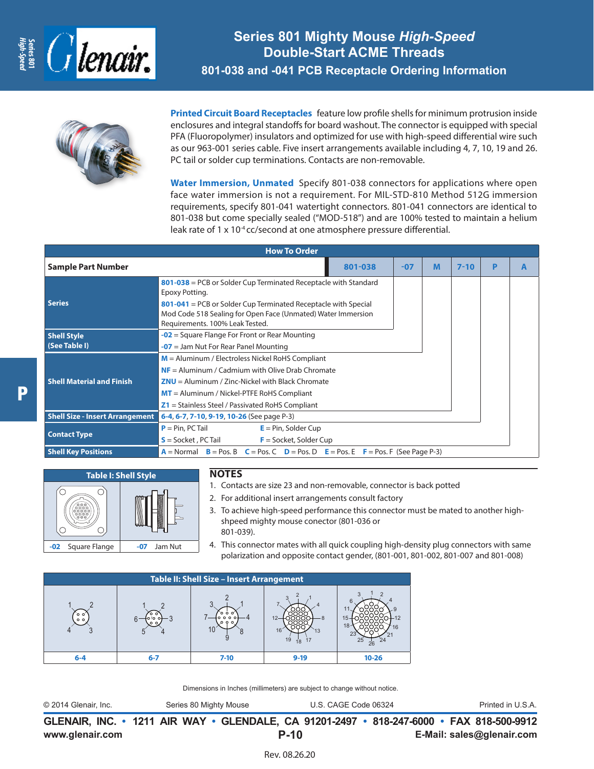# Series 801 Mighty Mouse *High-Speed* Double-Start ACME Threads

## 801-038 and -041 PCB Receptacle Ordering Information

**Printed Circuit Board Receptacles** feature low profile shells for minimum protrusion inside enclosures and integral standoffs for board washout. The connector is equipped with special PFA (Fluoropolymer) insulators and optimized for use with high-speed differential wire such as our 963-001 series cable. Five insert arrangements available including 4, 7, 10, 19 and 26. PC tail or solder cup terminations. Contacts are non-removable.

**Water Immersion, Unmated** Specify 801-038 connectors for applications where open face water immersion is not a requirement. For MIL-STD-810 Method 512G immersion requirements, specify 801-041 watertight connectors. 801-041 connectors are identical to 801-038 but come specially sealed ("MOD-518") and are 100% tested to maintain a helium leak rate of 1 x $10^{-4}$ cc/second at one atmosphere pressure differential.

| How To Order | | | | | | | |
|---|---|---|---|---|---|---|---|
| **Sample Part Number** | | **801-038** | **-07** | **M** | **7-10** | **P** | **A** |
| **Series** | **801-038** = PCB or Solder Cup Terminated Receptacle with Standard Epoxy Potting.<br>**801-041** = PCB or Solder Cup Terminated Receptacle with Special Mod Code 518 Sealing for Open Face (Unmated) Water Immersion Requirements. 100% Leak Tested. | | | | | | |
| **Shell Style (See Table I)** | **-02** = Square Flange For Front or Rear Mounting<br>**-07** = Jam Nut For Rear Panel Mounting | | | | | | |
| **Shell Material and Finish** | **M** = Aluminum / Electroless Nickel RoHS Compliant<br>**NF** = Aluminum / Cadmium with Olive Drab Chromate<br>**ZNU** = Aluminum / Zinc-Nickel with Black Chromate<br>**MT** = Aluminum / Nickel-PTFE RoHS Compliant<br>**Z1** = Stainless Steel / Passivated RoHS Compliant | | | | | | |
| **Shell Size - Insert Arrangement** | **6-4**, **6-7**, **7-10**, **9-19**, **10-26** (See page P-3) | | | | | | |
| **Contact Type** | **P** = Pin, PC Tail &nbsp; **E** = Pin, Solder Cup<br>**S** = Socket , PC Tail &nbsp; **F** = Socket, Solder Cup | | | | | | |
| **Shell Key Positions** | **A** = Normal **B** = Pos. B **C** = Pos. C **D** = Pos. D **E** = Pos. E **F** = Pos. F (See Page P-3) | | | | | | |

**Table I: Shell Style**

| **-02** Square Flange | **-07** Jam Nut |
|---|---|

## NOTES

1. Contacts are size 23 and non-removable, connector is back potted
2. For additional insert arrangements consult factory
3. To achieve high-speed performance this connector must be mated to another high-shpeed mighty mouse conector (801-036 or 801-039).
4. This connector mates with all quick coupling high-density plug connectors with same polarization and opposite contact gender, (801-001, 801-002, 801-007 and 801-008)

**Table II: Shell Size – Insert Arrangement**

| 6-4 | 6-7 | 7-10 | 9-19 | 10-26 |
|---|---|---|---|---|

Dimensions in Inches (millimeters) are subject to change without notice.

© 2014 Glenair, Inc. &nbsp; Series 80 Mighty Mouse &nbsp; U.S. CAGE Code 06324 &nbsp; Printed in U.S.A.

**GLENAIR, INC. • 1211 AIR WAY • GLENDALE, CA 91201-2497 • 818-247-6000 • FAX 818-500-9912**
**www.glenair.com** &nbsp; **E-Mail: sales@glenair.com**

Rev. 08.26.20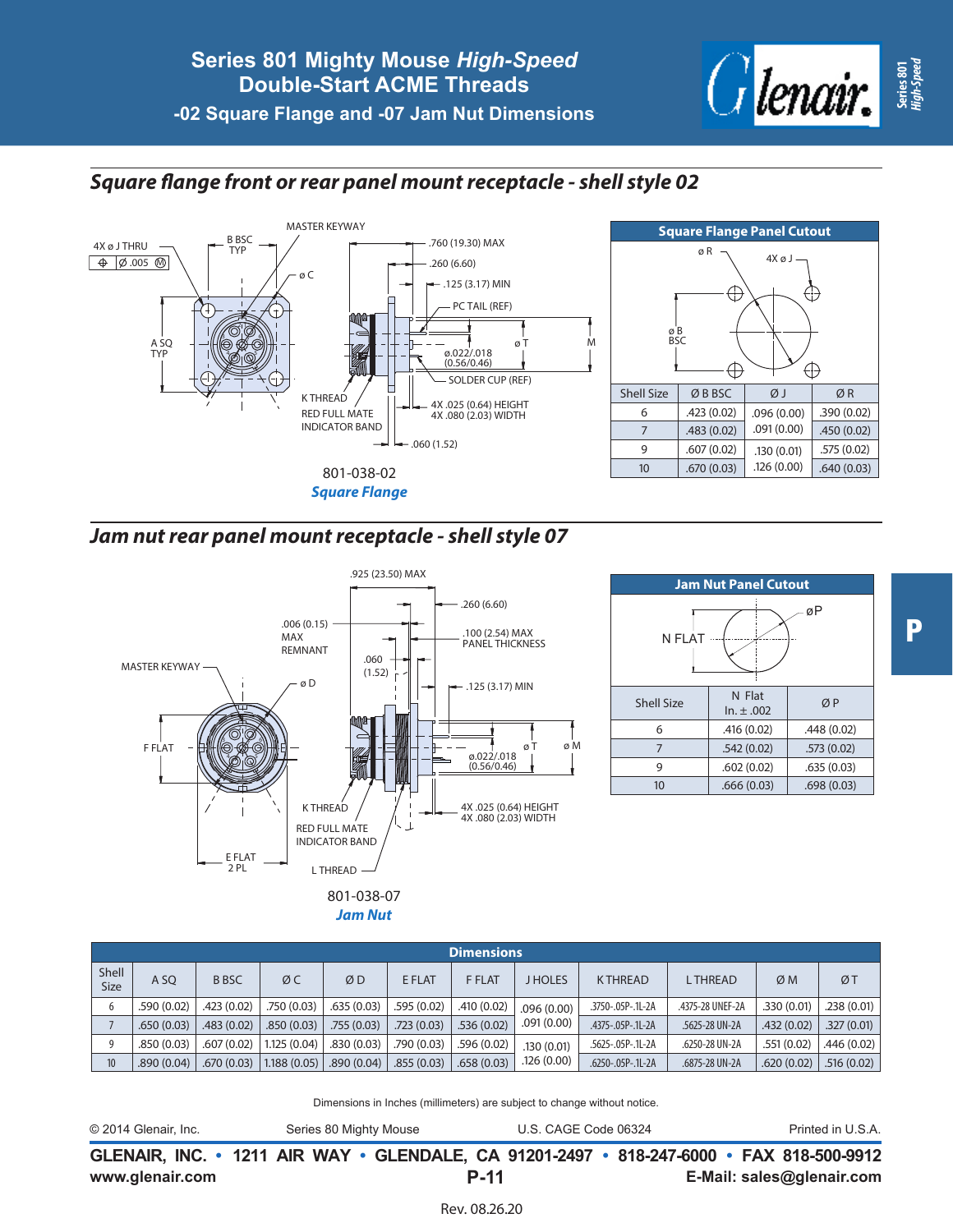# Series 801 Mighty Mouse *High-Speed* Double-Start ACME Threads

## -02 Square Flange and -07 Jam Nut Dimensions

## *Square flange front or rear panel mount receptacle - shell style 02*

801-038-02
*Square Flange*

| Square Flange Panel Cutout | | | |
|---|---|---|---|
| Shell Size | Ø B BSC | Ø J | Ø R |
| 6 | .423 (0.02) | .096 (0.00) | .390 (0.02) |
| 7 | .483 (0.02) | .091 (0.00) | .450 (0.02) |
| 9 | .607 (0.02) | .130 (0.01) | .575 (0.02) |
| 10 | .670 (0.03) | .126 (0.00) | .640 (0.03) |

## *Jam nut rear panel mount receptacle - shell style 07*

801-038-07
*Jam Nut*

| Jam Nut Panel Cutout | | |
|---|---|---|
| Shell Size | N Flat In. ± .002 | Ø P |
| 6 | .416 (0.02) | .448 (0.02) |
| 7 | .542 (0.02) | .573 (0.02) |
| 9 | .602 (0.02) | .635 (0.03) |
| 10 | .666 (0.03) | .698 (0.03) |

| Dimensions | | | | | | | | | | | |
|---|---|---|---|---|---|---|---|---|---|---|---|
| Shell Size | A SQ | B BSC | Ø C | Ø D | E FLAT | F FLAT | J HOLES | K THREAD | L THREAD | Ø M | Ø T |
| 6 | .590 (0.02) | .423 (0.02) | .750 (0.03) | .635 (0.03) | .595 (0.02) | .410 (0.02) | .096 (0.00) | .3750-.05P-.1L-2A | .4375-28 UNEF-2A | .330 (0.01) | .238 (0.01) |
| 7 | .650 (0.03) | .483 (0.02) | .850 (0.03) | .755 (0.03) | .723 (0.03) | .536 (0.02) | .091 (0.00) | .4375-.05P-.1L-2A | .5625-28 UN-2A | .432 (0.02) | .327 (0.01) |
| 9 | .850 (0.03) | .607 (0.02) | 1.125 (0.04) | .830 (0.03) | .790 (0.03) | .596 (0.02) | .130 (0.01) | .5625-.05P-.1L-2A | .6250-28 UN-2A | .551 (0.02) | .446 (0.02) |
| 10 | .890 (0.04) | .670 (0.03) | 1.188 (0.05) | .890 (0.04) | .855 (0.03) | .658 (0.03) | .126 (0.00) | .6250-.05P-.1L-2A | .6875-28 UN-2A | .620 (0.02) | .516 (0.02) |

Dimensions in Inches (millimeters) are subject to change without notice.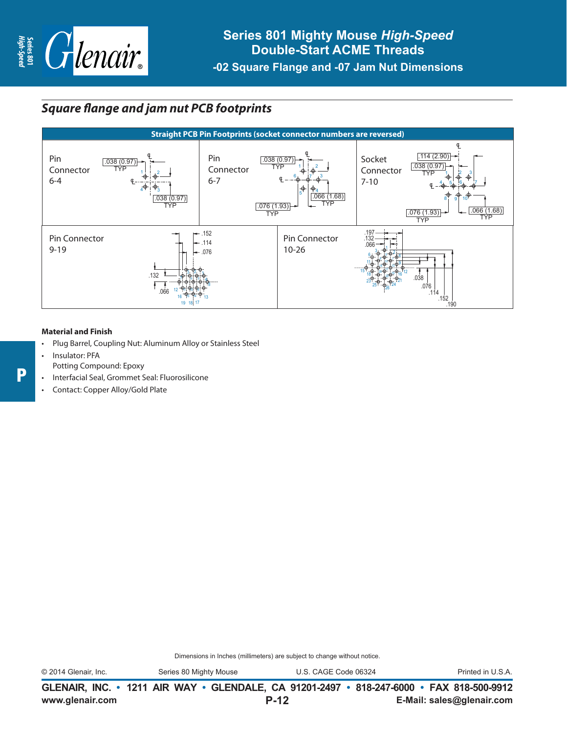# Series 801 Mighty Mouse *High-Speed* Double-Start ACME Threads

## -02 Square Flange and -07 Jam Nut Dimensions

## *Square flange and jam nut PCB footprints*

**Straight PCB Pin Footprints (socket connector numbers are reversed)**

Pin Connector 6-4

.038 (0.97) TYP

.038 (0.97) TYP

Pin Connector 6-7

.038 (0.97) TYP

.066 (1.68) TYP

.076 (1.93) TYP

Socket Connector 7-10

.114 (2.90)

.038 (0.97) TYP

.076 (1.93) TYP

.066 (1.68) TYP

Pin Connector 9-19

.152

.114

.076

.132

.066

Pin Connector 10-26

.197

.132

.066

.038

.076

.114

.152

.190

**Material and Finish**

- Plug Barrel, Coupling Nut: Aluminum Alloy or Stainless Steel
- Insulator: PFA
  Potting Compound: Epoxy
- Interfacial Seal, Grommet Seal: Fluorosilicone
- Contact: Copper Alloy/Gold Plate

Dimensions in Inches (millimeters) are subject to change without notice.

© 2014 Glenair, Inc. Series 80 Mighty Mouse U.S. CAGE Code 06324 Printed in U.S.A.

**GLENAIR, INC. • 1211 AIR WAY • GLENDALE, CA 91201-2497 • 818-247-6000 • FAX 818-500-9912**

**www.glenair.com** **E-Mail: sales@glenair.com**